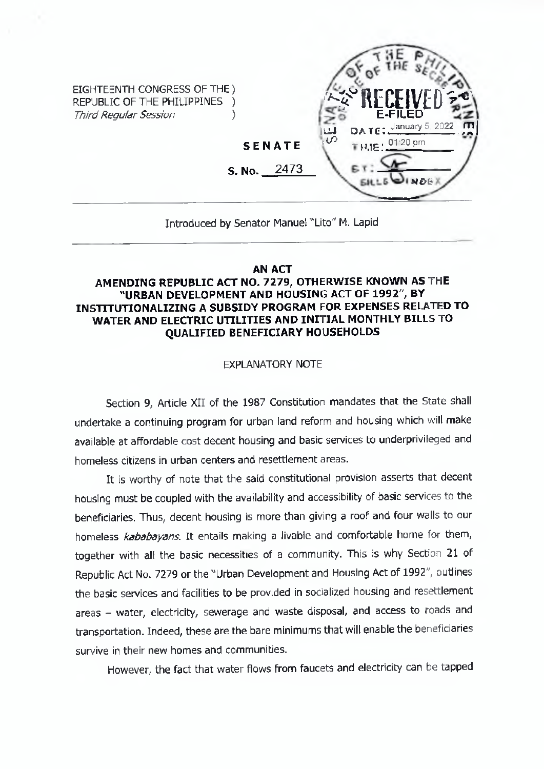EIGHTEENTH CONGRESS OF THE )
REPUBLIC OF THE PHILIPPINES )
*Third Regular Session* )

**SENATE**

**S. No. 2473**

OFFICE OF THE SECRETARY — SENATE OF THE PHILIPPINES
RECEIVED
E-FILED
DATE: January 5, 2022
TIME: 01:20 pm
BY:
BILLS & INDEX

Introduced by Senator Manuel "Lito" M. Lapid

**AN ACT**

**AMENDING REPUBLIC ACT NO. 7279, OTHERWISE KNOWN AS THE "URBAN DEVELOPMENT AND HOUSING ACT OF 1992", BY INSTITUTIONALIZING A SUBSIDY PROGRAM FOR EXPENSES RELATED TO WATER AND ELECTRIC UTILITIES AND INITIAL MONTHLY BILLS TO QUALIFIED BENEFICIARY HOUSEHOLDS**

EXPLANATORY NOTE

Section 9, Article XII of the 1987 Constitution mandates that the State shall undertake a continuing program for urban land reform and housing which will make available at affordable cost decent housing and basic services to underprivileged and homeless citizens in urban centers and resettlement areas.

It is worthy of note that the said constitutional provision asserts that decent housing must be coupled with the availability and accessibility of basic services to the beneficiaries. Thus, decent housing is more than giving a roof and four walls to our homeless *kababayans*. It entails making a livable and comfortable home for them, together with all the basic necessities of a community. This is why Section 21 of Republic Act No. 7279 or the "Urban Development and Housing Act of 1992", outlines the basic services and facilities to be provided in socialized housing and resettlement areas – water, electricity, sewerage and waste disposal, and access to roads and transportation. Indeed, these are the bare minimums that will enable the beneficiaries survive in their new homes and communities.

However, the fact that water flows from faucets and electricity can be tapped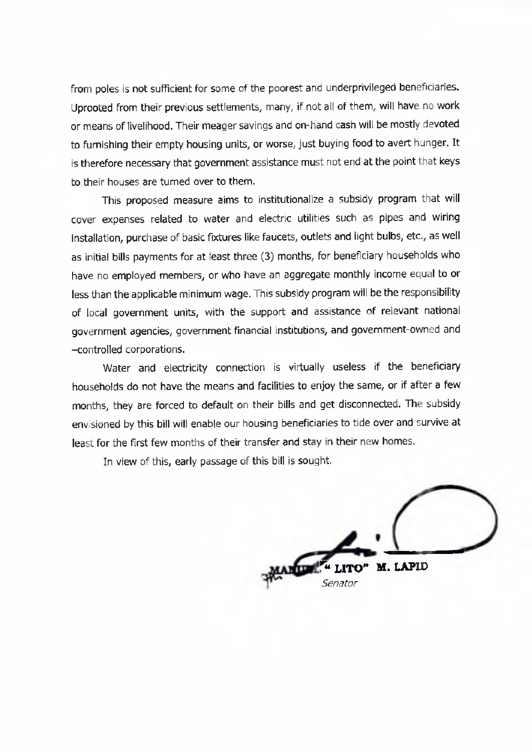from poles is not sufficient for some of the poorest and underprivileged beneficiaries. Uprooted from their previous settlements, many, if not all of them, will have no work or means of livelihood. Their meager savings and on-hand cash will be mostly devoted to furnishing their empty housing units, or worse, just buying food to avert hunger. It is therefore necessary that government assistance must not end at the point that keys to their houses are turned over to them.

This proposed measure aims to institutionalize a subsidy program that will cover expenses related to water and electric utilities such as pipes and wiring installation, purchase of basic fixtures like faucets, outlets and light bulbs, etc., as well as initial bills payments for at least three (3) months, for beneficiary households who have no employed members, or who have an aggregate monthly income equal to or less than the applicable minimum wage. This subsidy program will be the responsibility of local government units, with the support and assistance of relevant national government agencies, government financial institutions, and government-owned and –controlled corporations.

Water and electricity connection is virtually useless if the beneficiary households do not have the means and facilities to enjoy the same, or if after a few months, they are forced to default on their bills and get disconnected. The subsidy envisioned by this bill will enable our housing beneficiaries to tide over and survive at least for the first few months of their transfer and stay in their new homes.

In view of this, early passage of this bill is sought.

**MANUEL "LITO" M. LAPID**
*Senator*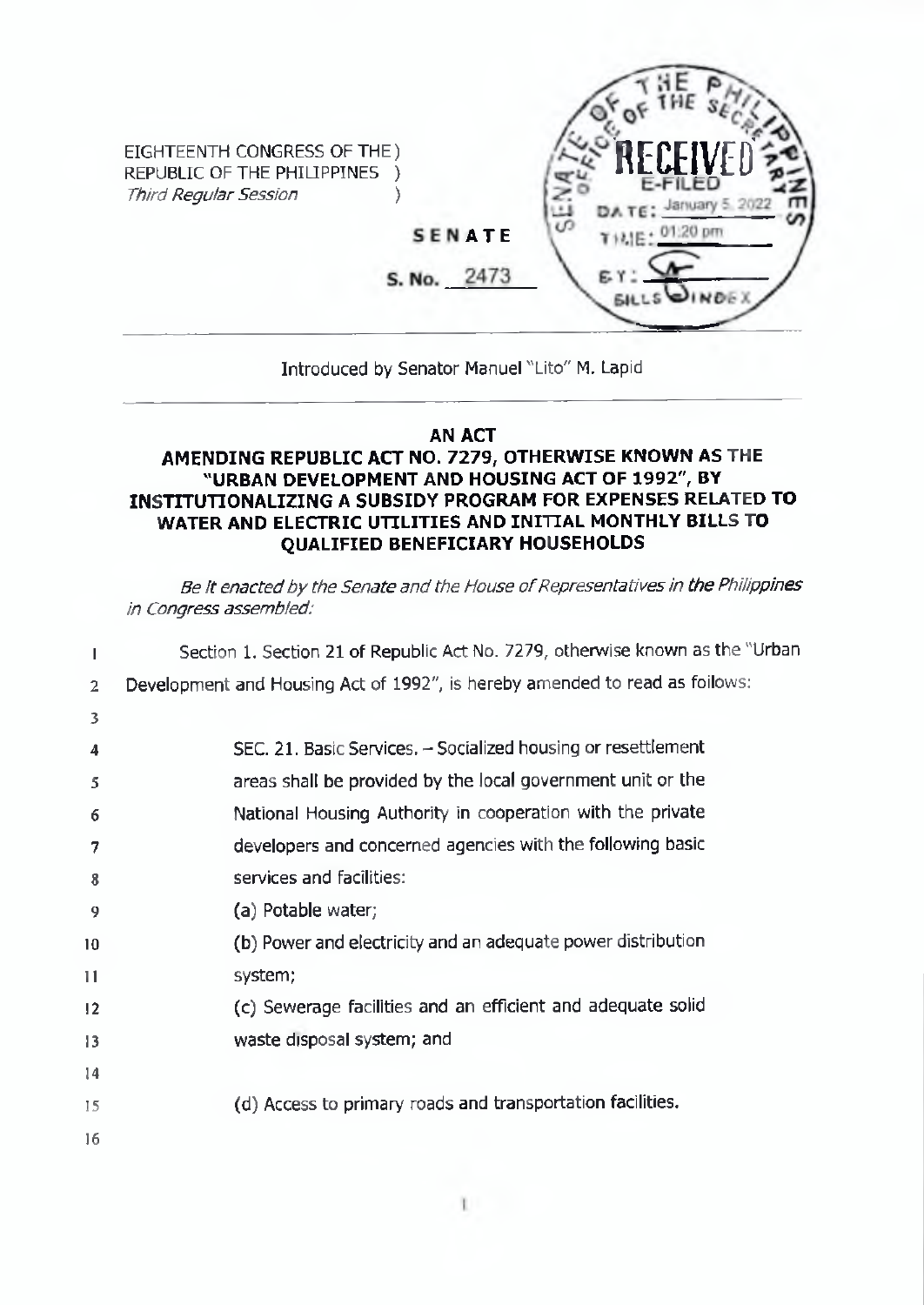EIGHTEENTH CONGRESS OF THE )
REPUBLIC OF THE PHILIPPINES )
*Third Regular Session* )

**SENATE**

**S. No. 2473**

RECEIVED
E-FILED
DATE: January 5, 2022
TIME: 01:20 pm
BY:
BILLS INDEX

Introduced by Senator Manuel "Lito" M. Lapid

**AN ACT**

**AMENDING REPUBLIC ACT NO. 7279, OTHERWISE KNOWN AS THE "URBAN DEVELOPMENT AND HOUSING ACT OF 1992", BY INSTITUTIONALIZING A SUBSIDY PROGRAM FOR EXPENSES RELATED TO WATER AND ELECTRIC UTILITIES AND INITIAL MONTHLY BILLS TO QUALIFIED BENEFICIARY HOUSEHOLDS**

*Be it enacted by the Senate and the House of Representatives in the Philippines in Congress assembled:*

1 Section 1. Section 21 of Republic Act No. 7279, otherwise known as the "Urban
2 Development and Housing Act of 1992", is hereby amended to read as follows:
3
4 SEC. 21. Basic Services. – Socialized housing or resettlement
5 areas shall be provided by the local government unit or the
6 National Housing Authority in cooperation with the private
7 developers and concerned agencies with the following basic
8 services and facilities:
9 (a) Potable water;
10 (b) Power and electricity and an adequate power distribution
11 system;
12 (c) Sewerage facilities and an efficient and adequate solid
13 waste disposal system; and
14
15 (d) Access to primary roads and transportation facilities.
16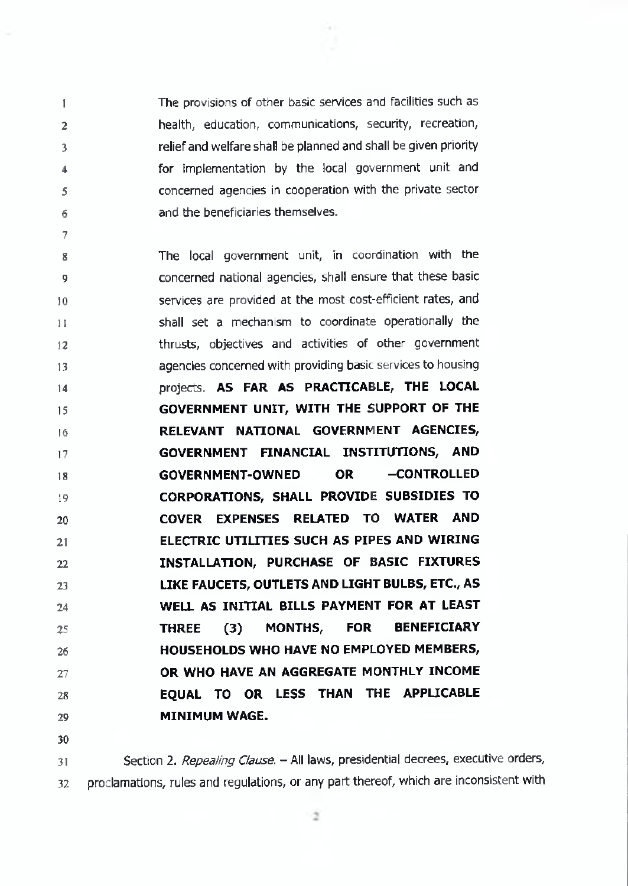The provisions of other basic services and facilities such as health, education, communications, security, recreation, relief and welfare shall be planned and shall be given priority for implementation by the local government unit and concerned agencies in cooperation with the private sector and the beneficiaries themselves.

The local government unit, in coordination with the concerned national agencies, shall ensure that these basic services are provided at the most cost-efficient rates, and shall set a mechanism to coordinate operationally the thrusts, objectives and activities of other government agencies concerned with providing basic services to housing projects. **AS FAR AS PRACTICABLE, THE LOCAL GOVERNMENT UNIT, WITH THE SUPPORT OF THE RELEVANT NATIONAL GOVERNMENT AGENCIES, GOVERNMENT FINANCIAL INSTITUTIONS, AND GOVERNMENT-OWNED OR –CONTROLLED CORPORATIONS, SHALL PROVIDE SUBSIDIES TO COVER EXPENSES RELATED TO WATER AND ELECTRIC UTILITIES SUCH AS PIPES AND WIRING INSTALLATION, PURCHASE OF BASIC FIXTURES LIKE FAUCETS, OUTLETS AND LIGHT BULBS, ETC., AS WELL AS INITIAL BILLS PAYMENT FOR AT LEAST THREE (3) MONTHS, FOR BENEFICIARY HOUSEHOLDS WHO HAVE NO EMPLOYED MEMBERS, OR WHO HAVE AN AGGREGATE MONTHLY INCOME EQUAL TO OR LESS THAN THE APPLICABLE MINIMUM WAGE.**

Section 2. *Repealing Clause.* – All laws, presidential decrees, executive orders, proclamations, rules and regulations, or any part thereof, which are inconsistent with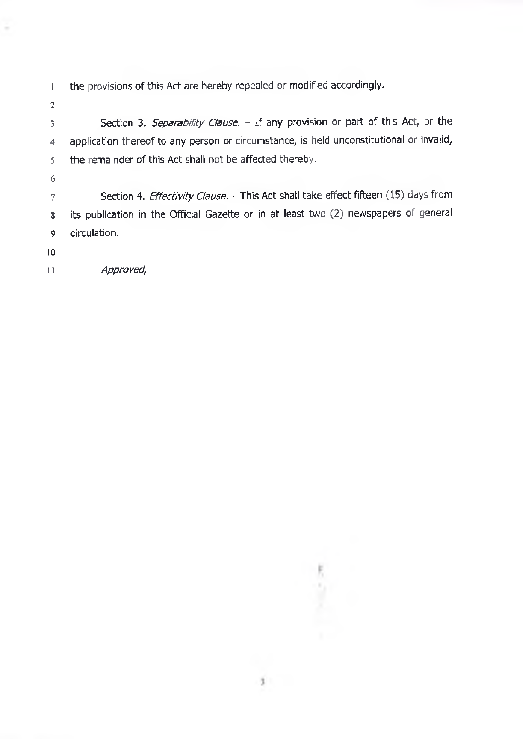the provisions of this Act are hereby repealed or modified accordingly.

Section 3. *Separability Clause.* – If any provision or part of this Act, or the application thereof to any person or circumstance, is held unconstitutional or invalid, the remainder of this Act shall not be affected thereby.

Section 4. *Effectivity Clause.* – This Act shall take effect fifteen (15) days from its publication in the Official Gazette or in at least two (2) newspapers of general circulation.

*Approved,*